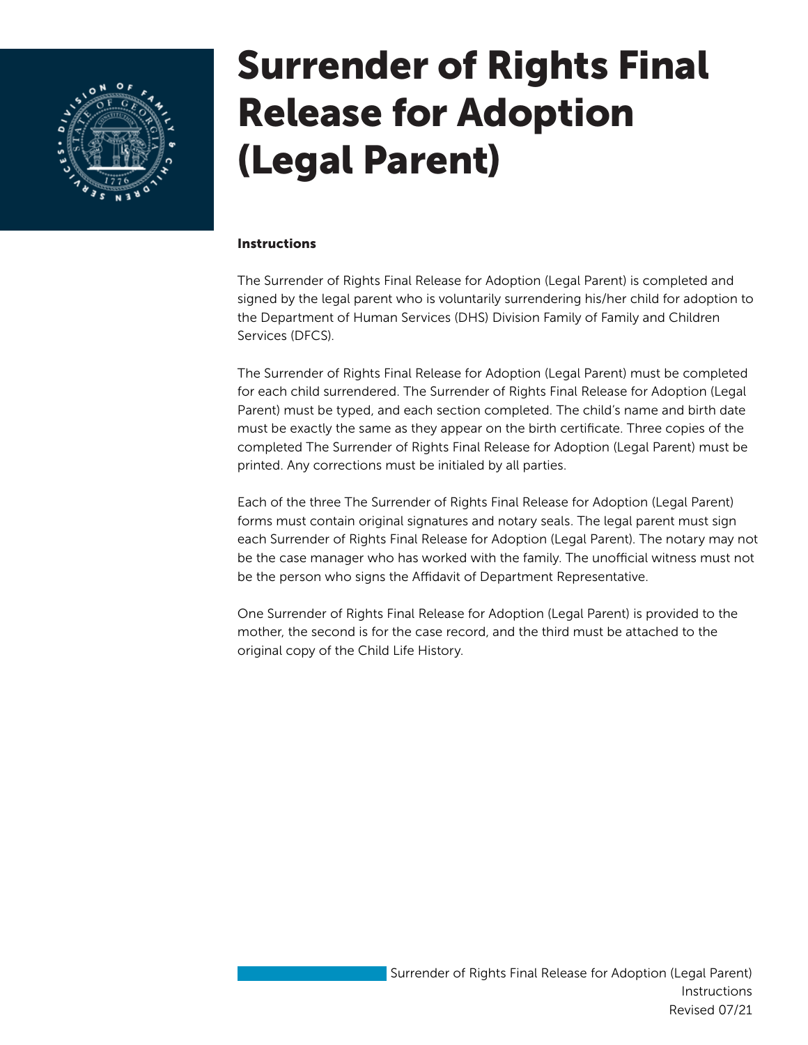# Surrender of Rights Final Release for Adoption (Legal Parent)

**Instructions**

The Surrender of Rights Final Release for Adoption (Legal Parent) is completed and signed by the legal parent who is voluntarily surrendering his/her child for adoption to the Department of Human Services (DHS) Division Family of Family and Children Services (DFCS).

The Surrender of Rights Final Release for Adoption (Legal Parent) must be completed for each child surrendered. The Surrender of Rights Final Release for Adoption (Legal Parent) must be typed, and each section completed. The child's name and birth date must be exactly the same as they appear on the birth certificate. Three copies of the completed The Surrender of Rights Final Release for Adoption (Legal Parent) must be printed. Any corrections must be initialed by all parties.

Each of the three The Surrender of Rights Final Release for Adoption (Legal Parent) forms must contain original signatures and notary seals. The legal parent must sign each Surrender of Rights Final Release for Adoption (Legal Parent). The notary may not be the case manager who has worked with the family. The unofficial witness must not be the person who signs the Affidavit of Department Representative.

One Surrender of Rights Final Release for Adoption (Legal Parent) is provided to the mother, the second is for the case record, and the third must be attached to the original copy of the Child Life History.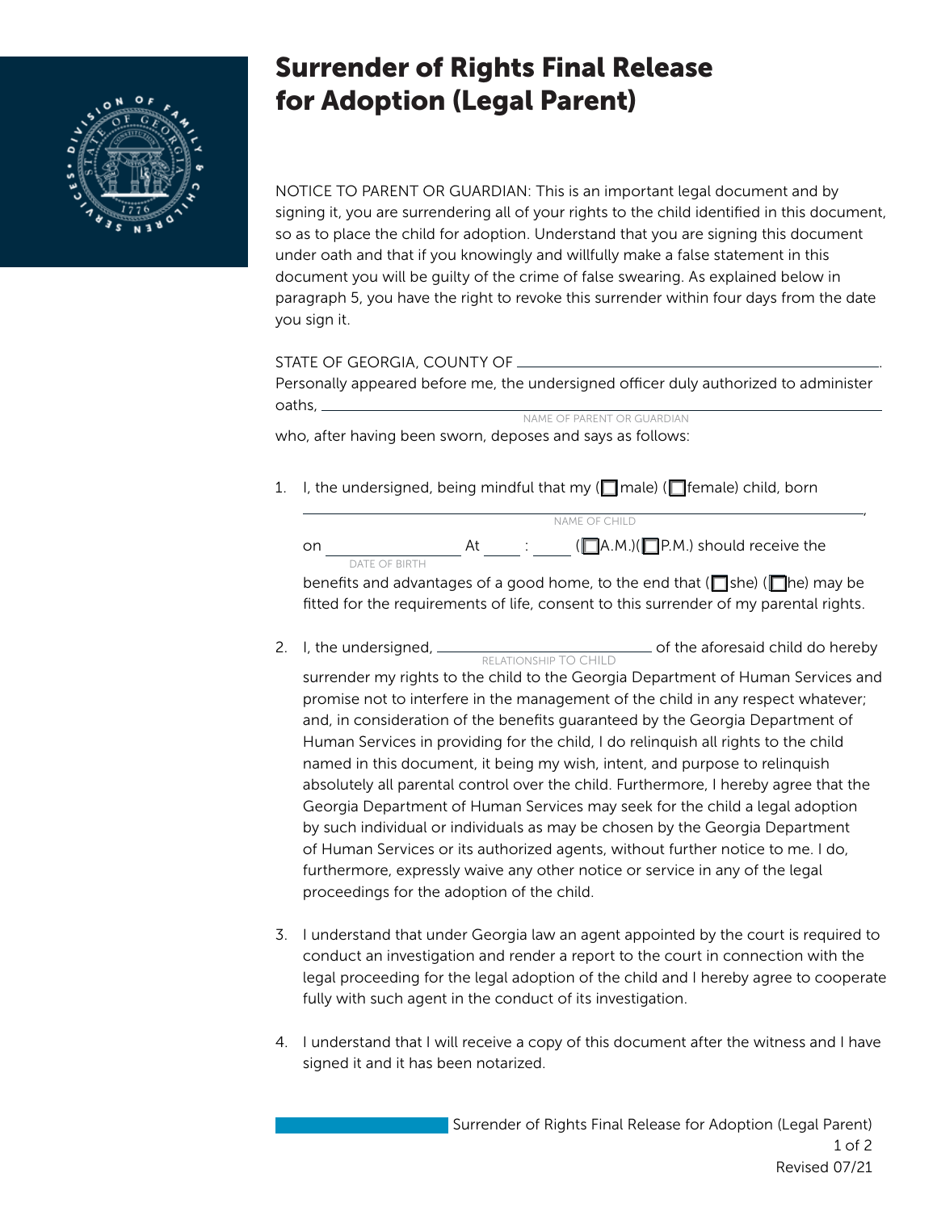# Surrender of Rights Final Release for Adoption (Legal Parent)

NOTICE TO PARENT OR GUARDIAN: This is an important legal document and by signing it, you are surrendering all of your rights to the child identified in this document, so as to place the child for adoption. Understand that you are signing this document under oath and that if you knowingly and willfully make a false statement in this document you will be guilty of the crime of false swearing. As explained below in paragraph 5, you have the right to revoke this surrender within four days from the date you sign it.

STATE OF GEORGIA, COUNTY OF \_\_\_\_\_\_\_\_\_\_\_\_\_\_\_\_\_\_\_\_\_\_\_\_\_\_\_\_\_\_\_\_.

Personally appeared before me, the undersigned officer duly authorized to administer oaths, \_\_\_\_\_\_\_\_\_\_\_\_\_\_\_\_\_\_\_\_\_\_\_\_\_\_\_\_\_\_\_\_
NAME OF PARENT OR GUARDIAN

who, after having been sworn, deposes and says as follows:

1. I, the undersigned, being mindful that my (☐ male) (☐ female) child, born \_\_\_\_\_\_\_\_\_\_\_\_\_\_\_\_\_\_\_\_\_\_\_\_\_\_\_\_\_\_\_\_,
   NAME OF CHILD

   on \_\_\_\_\_\_\_\_\_\_\_\_\_\_\_\_ At \_\_\_\_ : \_\_\_\_ (☐ A.M.)(☐ P.M.) should receive the
   DATE OF BIRTH

   benefits and advantages of a good home, to the end that (☐ she) (☐ he) may be fitted for the requirements of life, consent to this surrender of my parental rights.

2. I, the undersigned, \_\_\_\_\_\_\_\_\_\_\_\_\_\_\_\_\_\_\_\_\_\_\_\_\_\_\_\_ of the aforesaid child do hereby
   RELATIONSHIP TO CHILD

   surrender my rights to the child to the Georgia Department of Human Services and promise not to interfere in the management of the child in any respect whatever; and, in consideration of the benefits guaranteed by the Georgia Department of Human Services in providing for the child, I do relinquish all rights to the child named in this document, it being my wish, intent, and purpose to relinquish absolutely all parental control over the child. Furthermore, I hereby agree that the Georgia Department of Human Services may seek for the child a legal adoption by such individual or individuals as may be chosen by the Georgia Department of Human Services or its authorized agents, without further notice to me. I do, furthermore, expressly waive any other notice or service in any of the legal proceedings for the adoption of the child.

3. I understand that under Georgia law an agent appointed by the court is required to conduct an investigation and render a report to the court in connection with the legal proceeding for the legal adoption of the child and I hereby agree to cooperate fully with such agent in the conduct of its investigation.

4. I understand that I will receive a copy of this document after the witness and I have signed it and it has been notarized.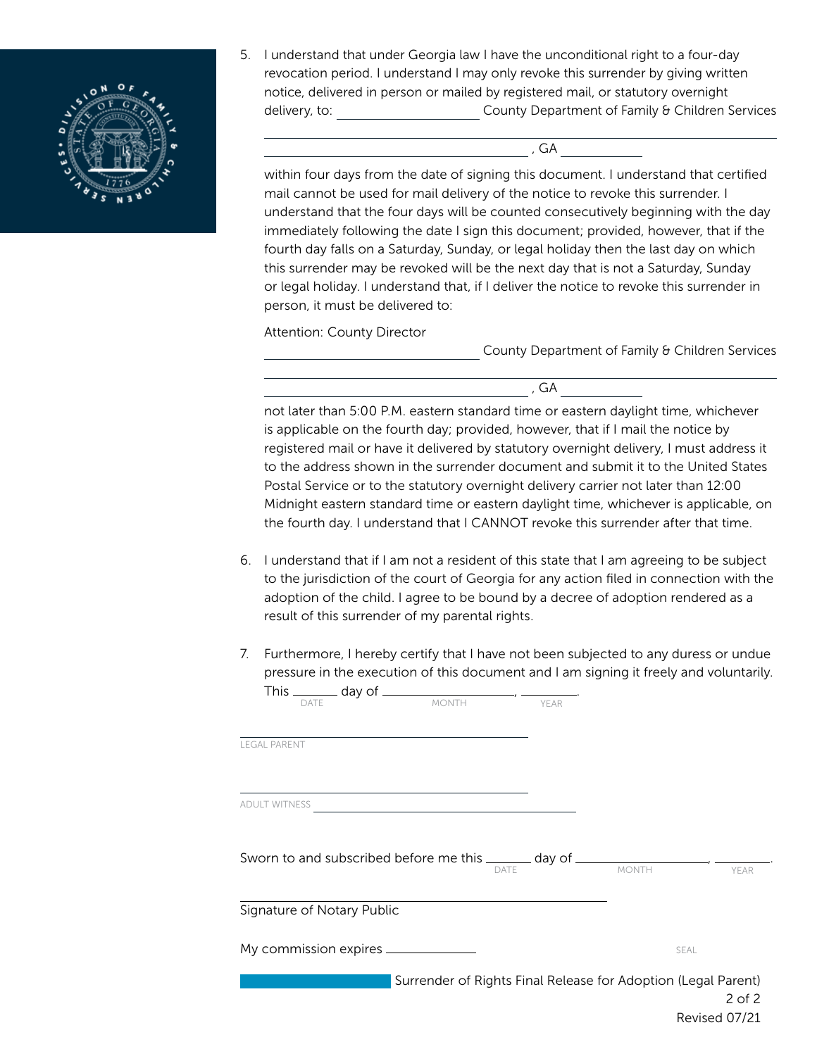5. I understand that under Georgia law I have the unconditional right to a four-day revocation period. I understand I may only revoke this surrender by giving written notice, delivered in person or mailed by registered mail, or statutory overnight delivery, to: ____________________ County Department of Family & Children Services

   ____________________________________________________________

   ____________________________________________, GA ____________

   within four days from the date of signing this document. I understand that certified mail cannot be used for mail delivery of the notice to revoke this surrender. I understand that the four days will be counted consecutively beginning with the day immediately following the date I sign this document; provided, however, that if the fourth day falls on a Saturday, Sunday, or legal holiday then the last day on which this surrender may be revoked will be the next day that is not a Saturday, Sunday or legal holiday. I understand that, if I deliver the notice to revoke this surrender in person, it must be delivered to:

   Attention: County Director

   ______________________________ County Department of Family & Children Services

   ____________________________________________________________

   ____________________________________________, GA ____________

   not later than 5:00 P.M. eastern standard time or eastern daylight time, whichever is applicable on the fourth day; provided, however, that if I mail the notice by registered mail or have it delivered by statutory overnight delivery, I must address it to the address shown in the surrender document and submit it to the United States Postal Service or to the statutory overnight delivery carrier not later than 12:00 Midnight eastern standard time or eastern daylight time, whichever is applicable, on the fourth day. I understand that I CANNOT revoke this surrender after that time.

6. I understand that if I am not a resident of this state that I am agreeing to be subject to the jurisdiction of the court of Georgia for any action filed in connection with the adoption of the child. I agree to be bound by a decree of adoption rendered as a result of this surrender of my parental rights.

7. Furthermore, I hereby certify that I have not been subjected to any duress or undue pressure in the execution of this document and I am signing it freely and voluntarily. This ________ day of ____________________, __________.
   DATE MONTH YEAR

________________________________________
LEGAL PARENT

________________________________________
ADULT WITNESS ________________________________________

Sworn to and subscribed before me this ________ day of ____________________, __________.
DATE MONTH YEAR

________________________________________
Signature of Notary Public

My commission expires ______________ SEAL

Surrender of Rights Final Release for Adoption (Legal Parent)

Revised 07/21